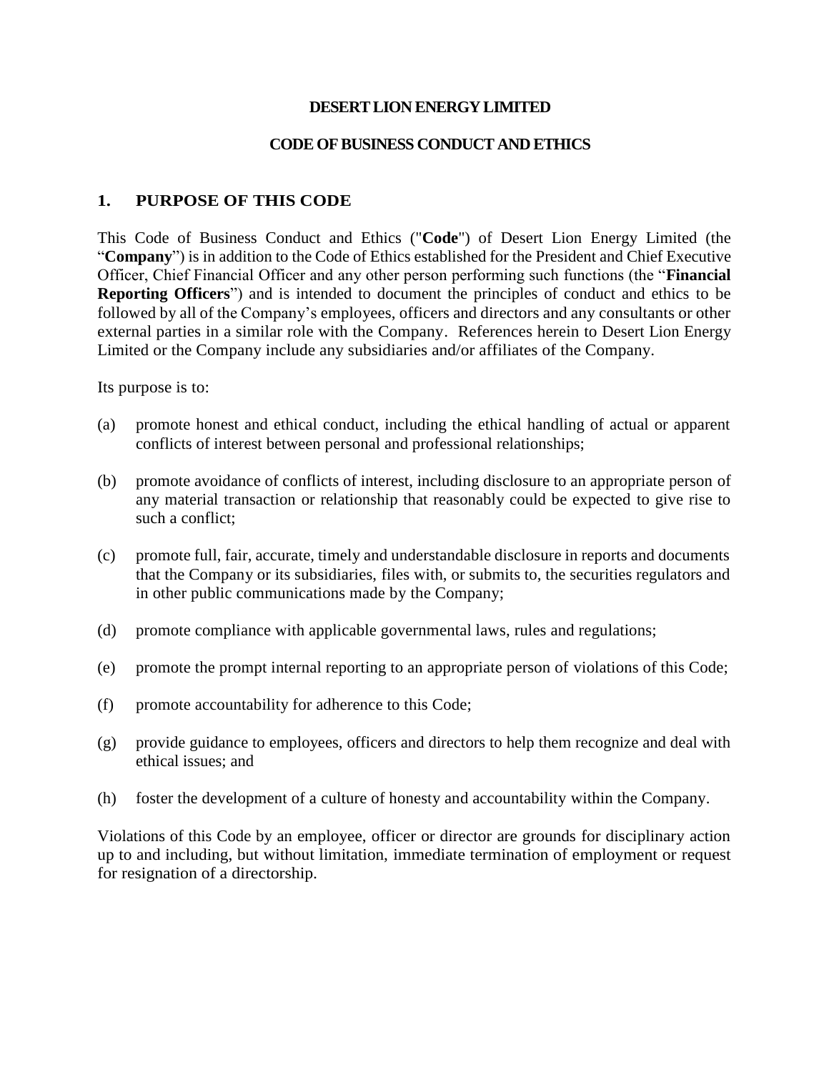# DESERT LION ENERGY LIMITED

# CODE OF BUSINESS CONDUCT AND ETHICS

## 1. PURPOSE OF THIS CODE

This Code of Business Conduct and Ethics ("**Code**") of Desert Lion Energy Limited (the "**Company**") is in addition to the Code of Ethics established for the President and Chief Executive Officer, Chief Financial Officer and any other person performing such functions (the "**Financial Reporting Officers**") and is intended to document the principles of conduct and ethics to be followed by all of the Company's employees, officers and directors and any consultants or other external parties in a similar role with the Company. References herein to Desert Lion Energy Limited or the Company include any subsidiaries and/or affiliates of the Company.

Its purpose is to:

(a) promote honest and ethical conduct, including the ethical handling of actual or apparent conflicts of interest between personal and professional relationships;

(b) promote avoidance of conflicts of interest, including disclosure to an appropriate person of any material transaction or relationship that reasonably could be expected to give rise to such a conflict;

(c) promote full, fair, accurate, timely and understandable disclosure in reports and documents that the Company or its subsidiaries, files with, or submits to, the securities regulators and in other public communications made by the Company;

(d) promote compliance with applicable governmental laws, rules and regulations;

(e) promote the prompt internal reporting to an appropriate person of violations of this Code;

(f) promote accountability for adherence to this Code;

(g) provide guidance to employees, officers and directors to help them recognize and deal with ethical issues; and

(h) foster the development of a culture of honesty and accountability within the Company.

Violations of this Code by an employee, officer or director are grounds for disciplinary action up to and including, but without limitation, immediate termination of employment or request for resignation of a directorship.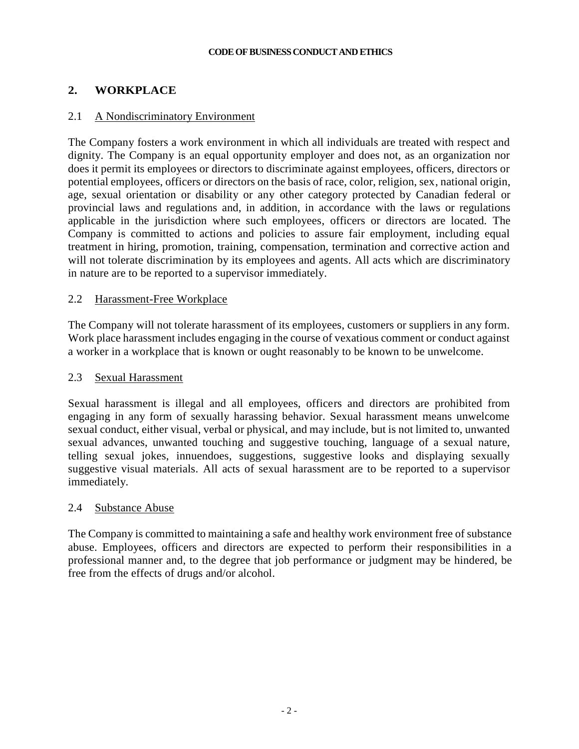## 2. WORKPLACE

### 2.1 A Nondiscriminatory Environment

The Company fosters a work environment in which all individuals are treated with respect and dignity. The Company is an equal opportunity employer and does not, as an organization nor does it permit its employees or directors to discriminate against employees, officers, directors or potential employees, officers or directors on the basis of race, color, religion, sex, national origin, age, sexual orientation or disability or any other category protected by Canadian federal or provincial laws and regulations and, in addition, in accordance with the laws or regulations applicable in the jurisdiction where such employees, officers or directors are located. The Company is committed to actions and policies to assure fair employment, including equal treatment in hiring, promotion, training, compensation, termination and corrective action and will not tolerate discrimination by its employees and agents. All acts which are discriminatory in nature are to be reported to a supervisor immediately.

### 2.2 Harassment-Free Workplace

The Company will not tolerate harassment of its employees, customers or suppliers in any form. Work place harassment includes engaging in the course of vexatious comment or conduct against a worker in a workplace that is known or ought reasonably to be known to be unwelcome.

### 2.3 Sexual Harassment

Sexual harassment is illegal and all employees, officers and directors are prohibited from engaging in any form of sexually harassing behavior. Sexual harassment means unwelcome sexual conduct, either visual, verbal or physical, and may include, but is not limited to, unwanted sexual advances, unwanted touching and suggestive touching, language of a sexual nature, telling sexual jokes, innuendoes, suggestions, suggestive looks and displaying sexually suggestive visual materials. All acts of sexual harassment are to be reported to a supervisor immediately.

### 2.4 Substance Abuse

The Company is committed to maintaining a safe and healthy work environment free of substance abuse. Employees, officers and directors are expected to perform their responsibilities in a professional manner and, to the degree that job performance or judgment may be hindered, be free from the effects of drugs and/or alcohol.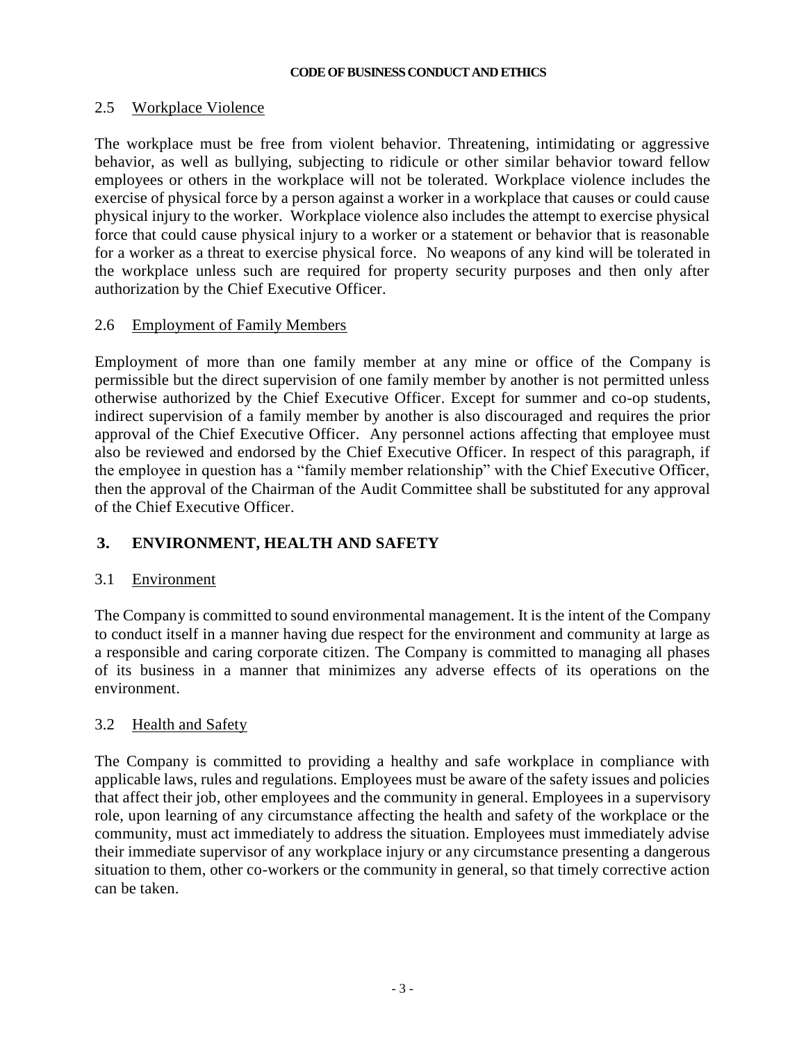### 2.5 Workplace Violence

The workplace must be free from violent behavior. Threatening, intimidating or aggressive behavior, as well as bullying, subjecting to ridicule or other similar behavior toward fellow employees or others in the workplace will not be tolerated. Workplace violence includes the exercise of physical force by a person against a worker in a workplace that causes or could cause physical injury to the worker. Workplace violence also includes the attempt to exercise physical force that could cause physical injury to a worker or a statement or behavior that is reasonable for a worker as a threat to exercise physical force. No weapons of any kind will be tolerated in the workplace unless such are required for property security purposes and then only after authorization by the Chief Executive Officer.

### 2.6 Employment of Family Members

Employment of more than one family member at any mine or office of the Company is permissible but the direct supervision of one family member by another is not permitted unless otherwise authorized by the Chief Executive Officer. Except for summer and co-op students, indirect supervision of a family member by another is also discouraged and requires the prior approval of the Chief Executive Officer. Any personnel actions affecting that employee must also be reviewed and endorsed by the Chief Executive Officer. In respect of this paragraph, if the employee in question has a "family member relationship" with the Chief Executive Officer, then the approval of the Chairman of the Audit Committee shall be substituted for any approval of the Chief Executive Officer.

## 3. ENVIRONMENT, HEALTH AND SAFETY

### 3.1 Environment

The Company is committed to sound environmental management. It is the intent of the Company to conduct itself in a manner having due respect for the environment and community at large as a responsible and caring corporate citizen. The Company is committed to managing all phases of its business in a manner that minimizes any adverse effects of its operations on the environment.

### 3.2 Health and Safety

The Company is committed to providing a healthy and safe workplace in compliance with applicable laws, rules and regulations. Employees must be aware of the safety issues and policies that affect their job, other employees and the community in general. Employees in a supervisory role, upon learning of any circumstance affecting the health and safety of the workplace or the community, must act immediately to address the situation. Employees must immediately advise their immediate supervisor of any workplace injury or any circumstance presenting a dangerous situation to them, other co-workers or the community in general, so that timely corrective action can be taken.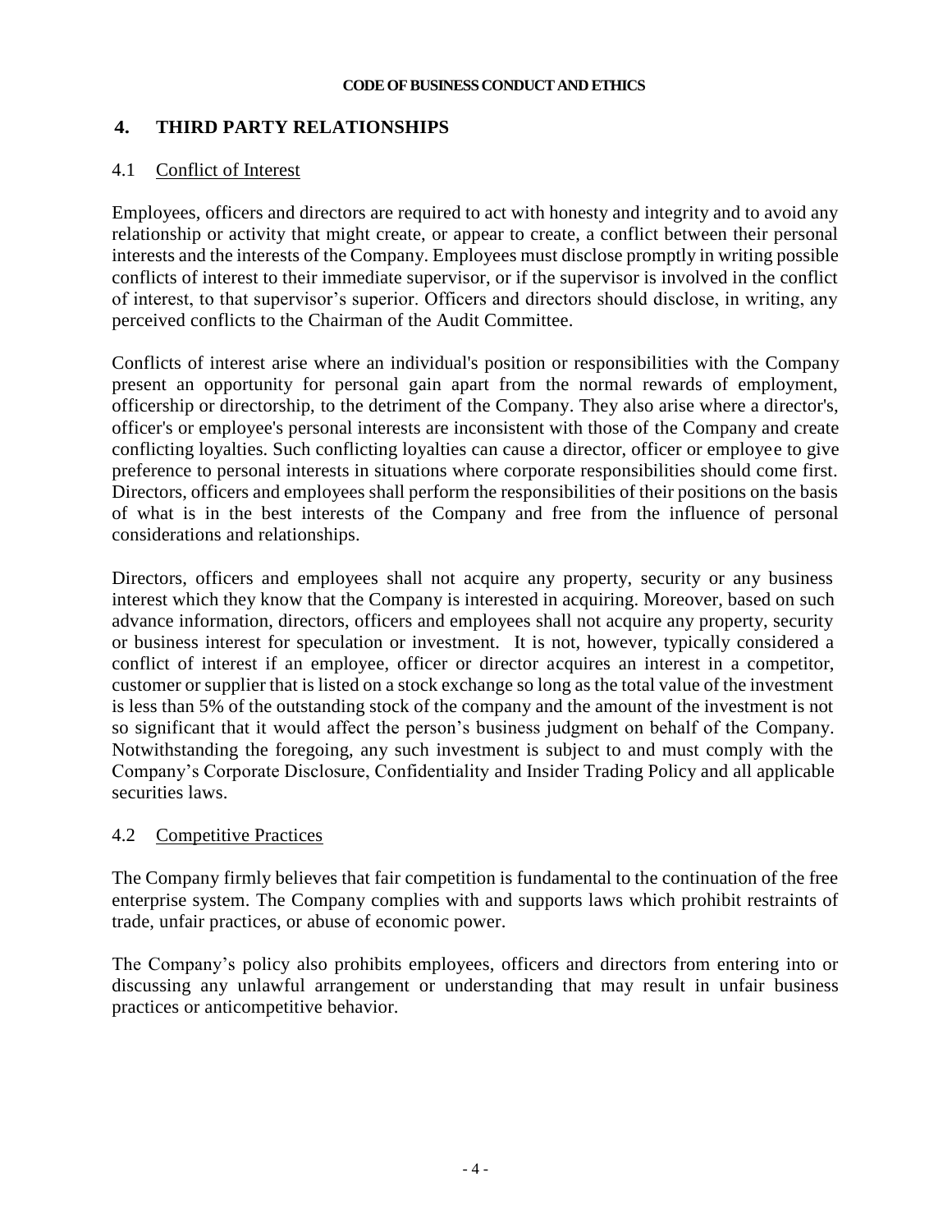## 4. THIRD PARTY RELATIONSHIPS

### 4.1 Conflict of Interest

Employees, officers and directors are required to act with honesty and integrity and to avoid any relationship or activity that might create, or appear to create, a conflict between their personal interests and the interests of the Company. Employees must disclose promptly in writing possible conflicts of interest to their immediate supervisor, or if the supervisor is involved in the conflict of interest, to that supervisor's superior. Officers and directors should disclose, in writing, any perceived conflicts to the Chairman of the Audit Committee.

Conflicts of interest arise where an individual's position or responsibilities with the Company present an opportunity for personal gain apart from the normal rewards of employment, officership or directorship, to the detriment of the Company. They also arise where a director's, officer's or employee's personal interests are inconsistent with those of the Company and create conflicting loyalties. Such conflicting loyalties can cause a director, officer or employee to give preference to personal interests in situations where corporate responsibilities should come first. Directors, officers and employees shall perform the responsibilities of their positions on the basis of what is in the best interests of the Company and free from the influence of personal considerations and relationships.

Directors, officers and employees shall not acquire any property, security or any business interest which they know that the Company is interested in acquiring. Moreover, based on such advance information, directors, officers and employees shall not acquire any property, security or business interest for speculation or investment. It is not, however, typically considered a conflict of interest if an employee, officer or director acquires an interest in a competitor, customer or supplier that is listed on a stock exchange so long as the total value of the investment is less than 5% of the outstanding stock of the company and the amount of the investment is not so significant that it would affect the person's business judgment on behalf of the Company. Notwithstanding the foregoing, any such investment is subject to and must comply with the Company's Corporate Disclosure, Confidentiality and Insider Trading Policy and all applicable securities laws.

### 4.2 Competitive Practices

The Company firmly believes that fair competition is fundamental to the continuation of the free enterprise system. The Company complies with and supports laws which prohibit restraints of trade, unfair practices, or abuse of economic power.

The Company's policy also prohibits employees, officers and directors from entering into or discussing any unlawful arrangement or understanding that may result in unfair business practices or anticompetitive behavior.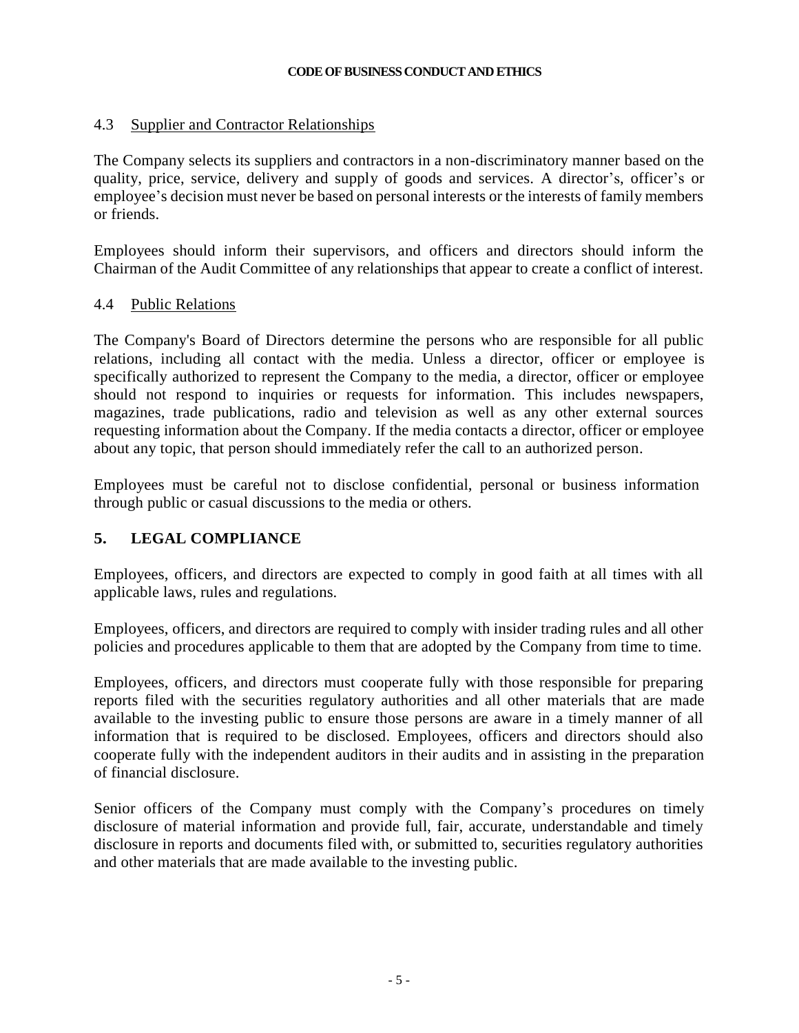### 4.3 Supplier and Contractor Relationships

The Company selects its suppliers and contractors in a non-discriminatory manner based on the quality, price, service, delivery and supply of goods and services. A director's, officer's or employee's decision must never be based on personal interests or the interests of family members or friends.

Employees should inform their supervisors, and officers and directors should inform the Chairman of the Audit Committee of any relationships that appear to create a conflict of interest.

### 4.4 Public Relations

The Company's Board of Directors determine the persons who are responsible for all public relations, including all contact with the media. Unless a director, officer or employee is specifically authorized to represent the Company to the media, a director, officer or employee should not respond to inquiries or requests for information. This includes newspapers, magazines, trade publications, radio and television as well as any other external sources requesting information about the Company. If the media contacts a director, officer or employee about any topic, that person should immediately refer the call to an authorized person.

Employees must be careful not to disclose confidential, personal or business information through public or casual discussions to the media or others.

## 5. LEGAL COMPLIANCE

Employees, officers, and directors are expected to comply in good faith at all times with all applicable laws, rules and regulations.

Employees, officers, and directors are required to comply with insider trading rules and all other policies and procedures applicable to them that are adopted by the Company from time to time.

Employees, officers, and directors must cooperate fully with those responsible for preparing reports filed with the securities regulatory authorities and all other materials that are made available to the investing public to ensure those persons are aware in a timely manner of all information that is required to be disclosed. Employees, officers and directors should also cooperate fully with the independent auditors in their audits and in assisting in the preparation of financial disclosure.

Senior officers of the Company must comply with the Company's procedures on timely disclosure of material information and provide full, fair, accurate, understandable and timely disclosure in reports and documents filed with, or submitted to, securities regulatory authorities and other materials that are made available to the investing public.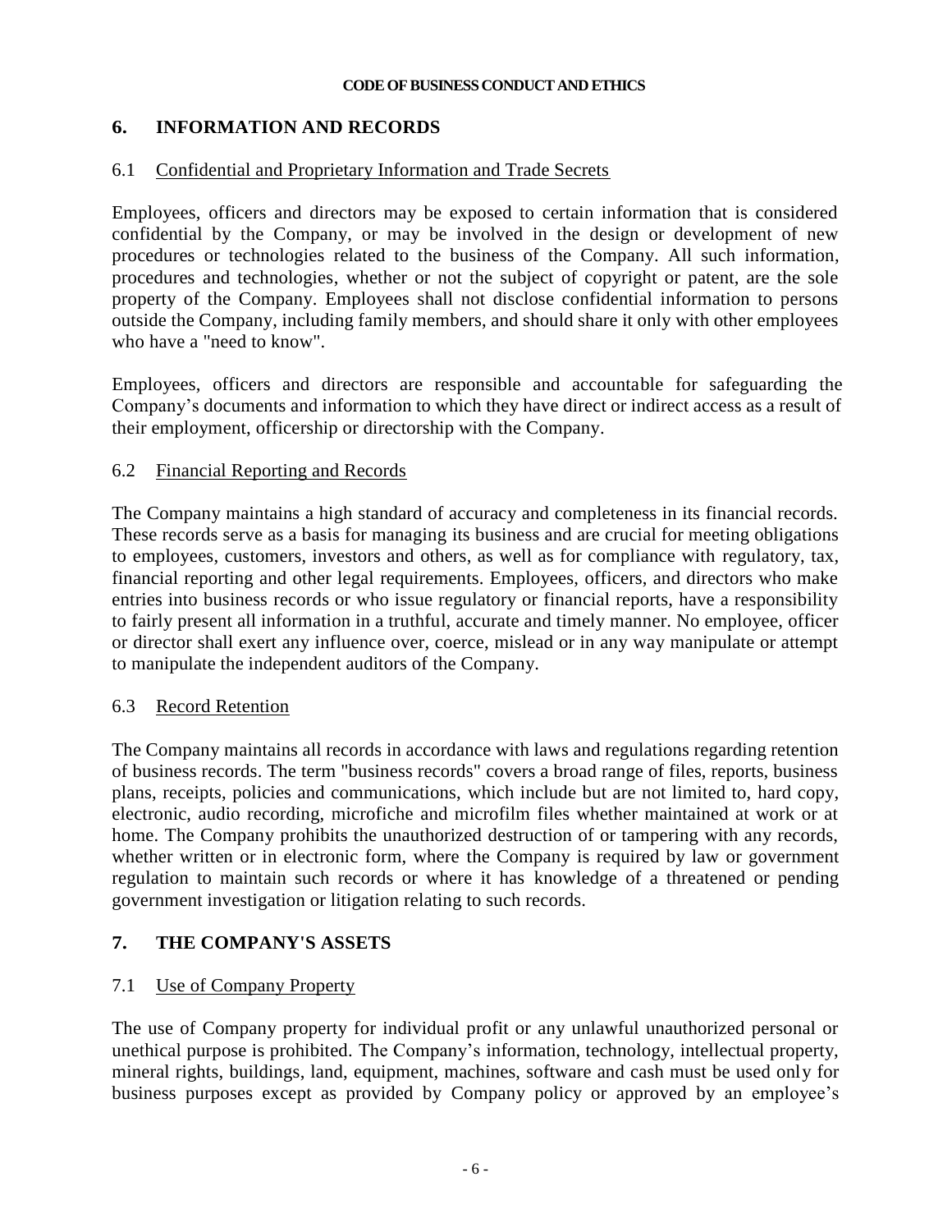## 6. INFORMATION AND RECORDS

### 6.1 Confidential and Proprietary Information and Trade Secrets

Employees, officers and directors may be exposed to certain information that is considered confidential by the Company, or may be involved in the design or development of new procedures or technologies related to the business of the Company. All such information, procedures and technologies, whether or not the subject of copyright or patent, are the sole property of the Company. Employees shall not disclose confidential information to persons outside the Company, including family members, and should share it only with other employees who have a "need to know".

Employees, officers and directors are responsible and accountable for safeguarding the Company's documents and information to which they have direct or indirect access as a result of their employment, officership or directorship with the Company.

### 6.2 Financial Reporting and Records

The Company maintains a high standard of accuracy and completeness in its financial records. These records serve as a basis for managing its business and are crucial for meeting obligations to employees, customers, investors and others, as well as for compliance with regulatory, tax, financial reporting and other legal requirements. Employees, officers, and directors who make entries into business records or who issue regulatory or financial reports, have a responsibility to fairly present all information in a truthful, accurate and timely manner. No employee, officer or director shall exert any influence over, coerce, mislead or in any way manipulate or attempt to manipulate the independent auditors of the Company.

### 6.3 Record Retention

The Company maintains all records in accordance with laws and regulations regarding retention of business records. The term "business records" covers a broad range of files, reports, business plans, receipts, policies and communications, which include but are not limited to, hard copy, electronic, audio recording, microfiche and microfilm files whether maintained at work or at home. The Company prohibits the unauthorized destruction of or tampering with any records, whether written or in electronic form, where the Company is required by law or government regulation to maintain such records or where it has knowledge of a threatened or pending government investigation or litigation relating to such records.

## 7. THE COMPANY'S ASSETS

### 7.1 Use of Company Property

The use of Company property for individual profit or any unlawful unauthorized personal or unethical purpose is prohibited. The Company's information, technology, intellectual property, mineral rights, buildings, land, equipment, machines, software and cash must be used only for business purposes except as provided by Company policy or approved by an employee's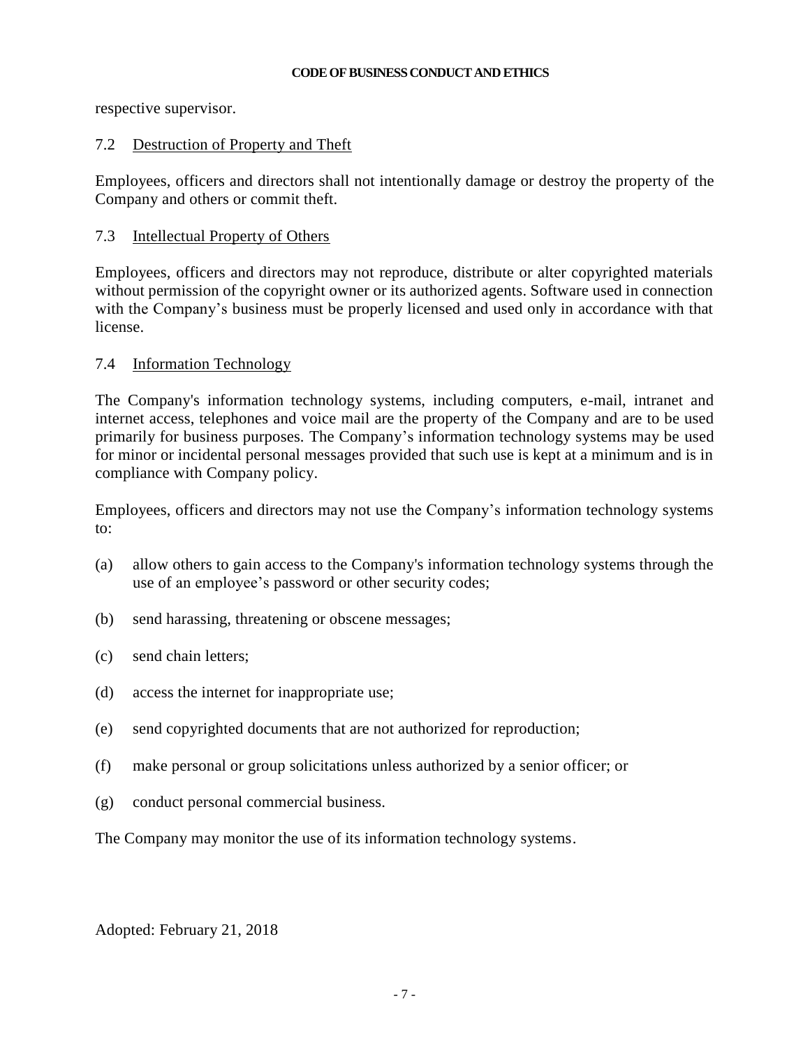respective supervisor.

### 7.2 Destruction of Property and Theft

Employees, officers and directors shall not intentionally damage or destroy the property of the Company and others or commit theft.

### 7.3 Intellectual Property of Others

Employees, officers and directors may not reproduce, distribute or alter copyrighted materials without permission of the copyright owner or its authorized agents. Software used in connection with the Company's business must be properly licensed and used only in accordance with that license.

### 7.4 Information Technology

The Company's information technology systems, including computers, e-mail, intranet and internet access, telephones and voice mail are the property of the Company and are to be used primarily for business purposes. The Company's information technology systems may be used for minor or incidental personal messages provided that such use is kept at a minimum and is in compliance with Company policy.

Employees, officers and directors may not use the Company's information technology systems to:

(a) allow others to gain access to the Company's information technology systems through the use of an employee's password or other security codes;

(b) send harassing, threatening or obscene messages;

(c) send chain letters;

(d) access the internet for inappropriate use;

(e) send copyrighted documents that are not authorized for reproduction;

(f) make personal or group solicitations unless authorized by a senior officer; or

(g) conduct personal commercial business.

The Company may monitor the use of its information technology systems.

Adopted: February 21, 2018